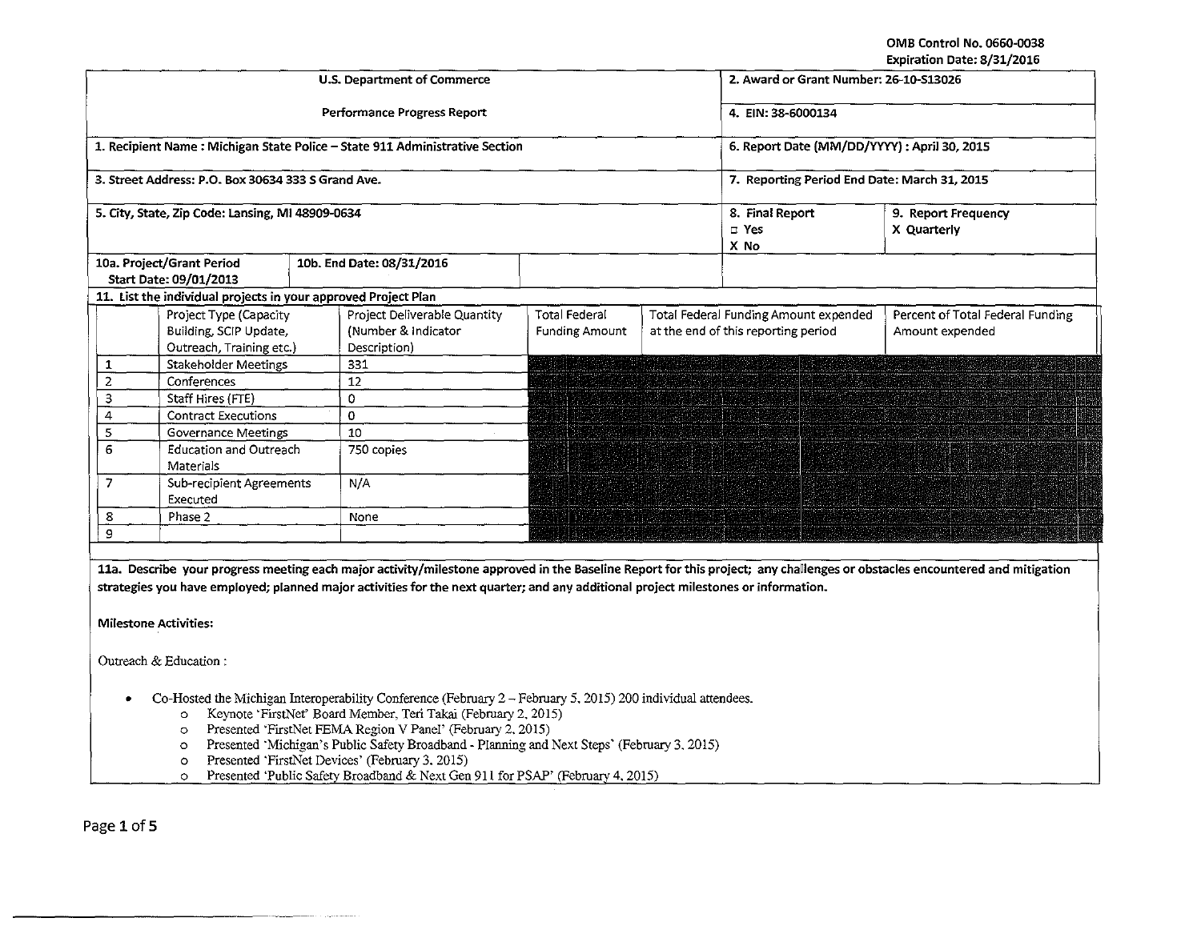OMB Control No. 0660-0038
Expiration Date: 8/31/2016

| U.S. Department of Commerce | 2. Award or Grant Number: 26-10-S13026 |
|---|---|
| Performance Progress Report | 4. EIN: 38-6000134 |
| 1. Recipient Name : Michigan State Police – State 911 Administrative Section | 6. Report Date (MM/DD/YYYY) : April 30, 2015 |
| 3. Street Address: P.O. Box 30634 333 S Grand Ave. | 7. Reporting Period End Date: March 31, 2015 |
| 5. City, State, Zip Code: Lansing, MI 48909-0634 | 8. Final Report ☐ Yes X No / 9. Report Frequency X Quarterly |
| 10a. Project/Grant Period Start Date: 09/01/2013 / 10b. End Date: 08/31/2016 | |

11. List the individual projects in your approved Project Plan

| | Project Type (Capacity Building, SCIP Update, Outreach, Training etc.) | Project Deliverable Quantity (Number & Indicator Description) | Total Federal Funding Amount | Total Federal Funding Amount expended at the end of this reporting period | Percent of Total Federal Funding Amount expended |
|---|---|---|---|---|---|
| 1 | Stakeholder Meetings | 331 | | | |
| 2 | Conferences | 12 | | | |
| 3 | Staff Hires (FTE) | 0 | | | |
| 4 | Contract Executions | 0 | | | |
| 5 | Governance Meetings | 10 | | | |
| 6 | Education and Outreach Materials | 750 copies | | | |
| 7 | Sub-recipient Agreements Executed | N/A | | | |
| 8 | Phase 2 | None | | | |
| 9 | | | | | |

**11a. Describe your progress meeting each major activity/milestone approved in the Baseline Report for this project; any challenges or obstacles encountered and mitigation strategies you have employed; planned major activities for the next quarter; and any additional project milestones or information.**

**Milestone Activities:**

Outreach & Education :

- Co-Hosted the Michigan Interoperability Conference (February 2 – February 5, 2015) 200 individual attendees.
  - Keynote 'FirstNet' Board Member, Teri Takai (February 2, 2015)
  - Presented 'FirstNet FEMA Region V Panel' (February 2, 2015)
  - Presented 'Michigan's Public Safety Broadband - Planning and Next Steps' (February 3, 2015)
  - Presented 'FirstNet Devices' (February 3, 2015)
  - Presented 'Public Safety Broadband & Next Gen 911 for PSAP' (February 4, 2015)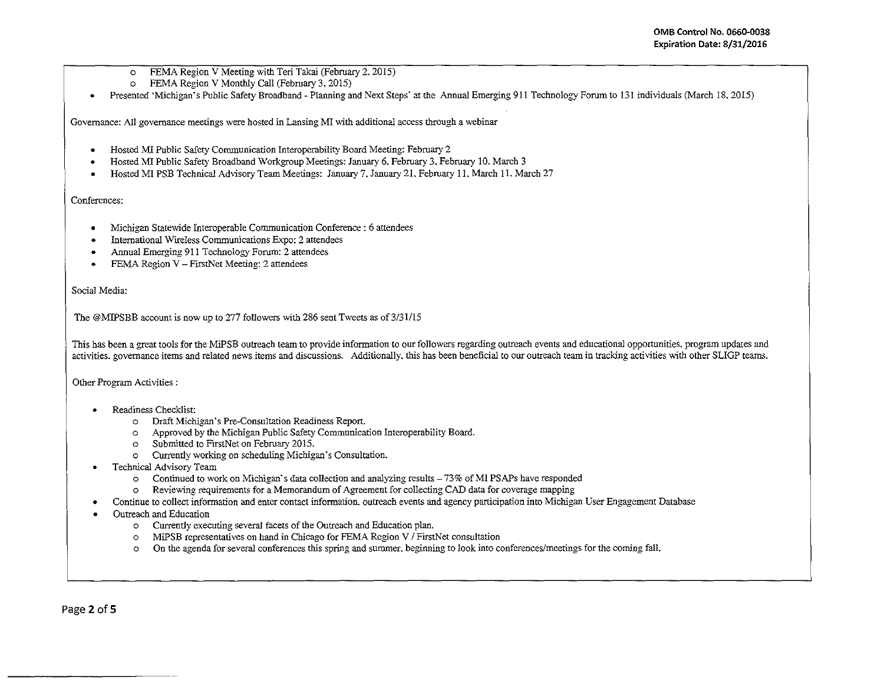- FEMA Region V Meeting with Teri Takai (February 2, 2015)
  - FEMA Region V Monthly Call (February 3, 2015)
- Presented 'Michigan's Public Safety Broadband - Planning and Next Steps' at the Annual Emerging 911 Technology Forum to 131 individuals (March 18, 2015)

Governance: All governance meetings were hosted in Lansing MI with additional access through a webinar

- Hosted MI Public Safety Communication Interoperability Board Meeting: February 2
- Hosted MI Public Safety Broadband Workgroup Meetings: January 6, February 3, February 10, March 3
- Hosted MI PSB Technical Advisory Team Meetings: January 7, January 21, February 11, March 11, March 27

Conferences:

- Michigan Statewide Interoperable Communication Conference : 6 attendees
- International Wireless Communications Expo: 2 attendees
- Annual Emerging 911 Technology Forum: 2 attendees
- FEMA Region V – FirstNet Meeting: 2 attendees

Social Media:

The @MIPSBB account is now up to 277 followers with 286 sent Tweets as of 3/31/15

This has been a great tools for the MiPSB outreach team to provide information to our followers regarding outreach events and educational opportunities, program updates and activities, governance items and related news items and discussions. Additionally, this has been beneficial to our outreach team in tracking activities with other SLIGP teams.

Other Program Activities :

- Readiness Checklist:
  - Draft Michigan's Pre-Consultation Readiness Report.
  - Approved by the Michigan Public Safety Communication Interoperability Board.
  - Submitted to FirstNet on February 2015.
  - Currently working on scheduling Michigan's Consultation.
- Technical Advisory Team
  - Continued to work on Michigan's data collection and analyzing results – 73% of MI PSAPs have responded
  - Reviewing requirements for a Memorandum of Agreement for collecting CAD data for coverage mapping
- Continue to collect information and enter contact information, outreach events and agency participation into Michigan User Engagement Database
- Outreach and Education
  - Currently executing several facets of the Outreach and Education plan.
  - MiPSB representatives on hand in Chicago for FEMA Region V / FirstNet consultation
  - On the agenda for several conferences this spring and summer, beginning to look into conferences/meetings for the coming fall.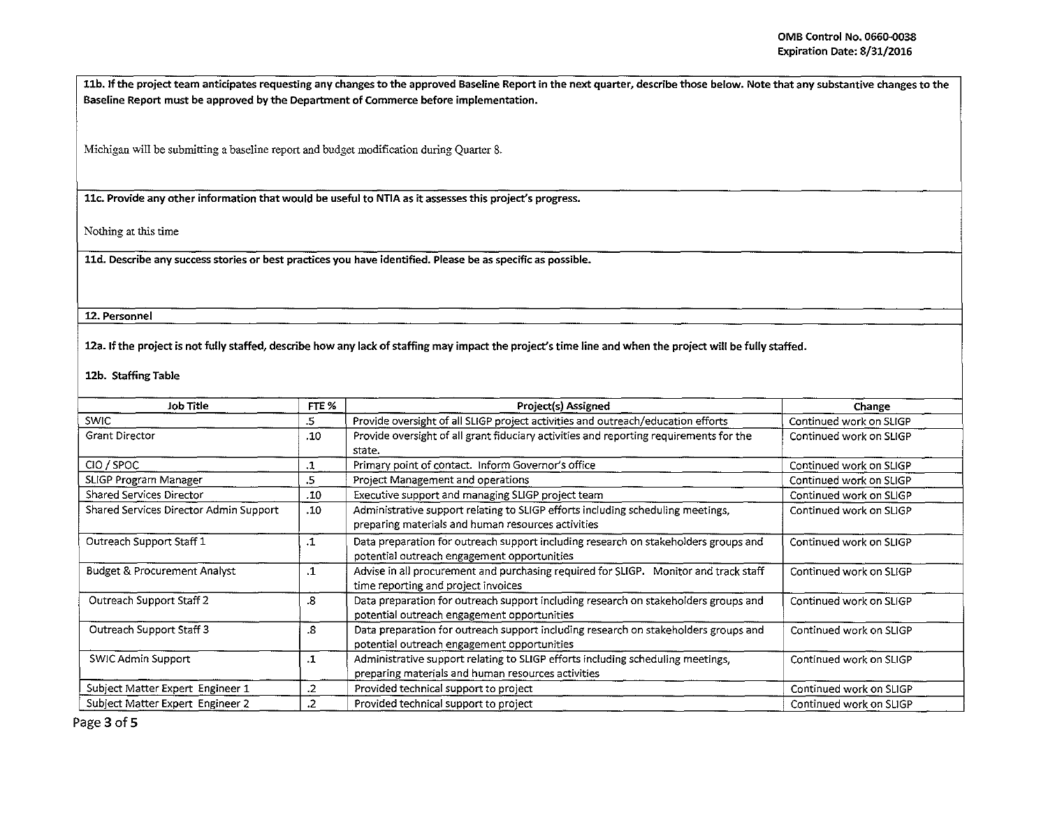**11b. If the project team anticipates requesting any changes to the approved Baseline Report in the next quarter, describe those below. Note that any substantive changes to the Baseline Report must be approved by the Department of Commerce before implementation.**

Michigan will be submitting a baseline report and budget modification during Quarter 8.

**11c. Provide any other information that would be useful to NTIA as it assesses this project's progress.**

Nothing at this time

**11d. Describe any success stories or best practices you have identified. Please be as specific as possible.**

**12. Personnel**

**12a. If the project is not fully staffed, describe how any lack of staffing may impact the project's time line and when the project will be fully staffed.**

**12b. Staffing Table**

| Job Title | FTE % | Project(s) Assigned | Change |
|---|---|---|---|
| SWIC | .5 | Provide oversight of all SLIGP project activities and outreach/education efforts | Continued work on SLIGP |
| Grant Director | .10 | Provide oversight of all grant fiduciary activities and reporting requirements for the state. | Continued work on SLIGP |
| CIO / SPOC | .1 | Primary point of contact. Inform Governor's office | Continued work on SLIGP |
| SLIGP Program Manager | .5 | Project Management and operations | Continued work on SLIGP |
| Shared Services Director | .10 | Executive support and managing SLIGP project team | Continued work on SLIGP |
| Shared Services Director Admin Support | .10 | Administrative support relating to SLIGP efforts including scheduling meetings, preparing materials and human resources activities | Continued work on SLIGP |
| Outreach Support Staff 1 | .1 | Data preparation for outreach support including research on stakeholders groups and potential outreach engagement opportunities | Continued work on SLIGP |
| Budget & Procurement Analyst | .1 | Advise in all procurement and purchasing required for SLIGP. Monitor and track staff time reporting and project invoices | Continued work on SLIGP |
| Outreach Support Staff 2 | .8 | Data preparation for outreach support including research on stakeholders groups and potential outreach engagement opportunities | Continued work on SLIGP |
| Outreach Support Staff 3 | .8 | Data preparation for outreach support including research on stakeholders groups and potential outreach engagement opportunities | Continued work on SLIGP |
| SWIC Admin Support | .1 | Administrative support relating to SLIGP efforts including scheduling meetings, preparing materials and human resources activities | Continued work on SLIGP |
| Subject Matter Expert Engineer 1 | .2 | Provided technical support to project | Continued work on SLIGP |
| Subject Matter Expert Engineer 2 | .2 | Provided technical support to project | Continued work on SLIGP |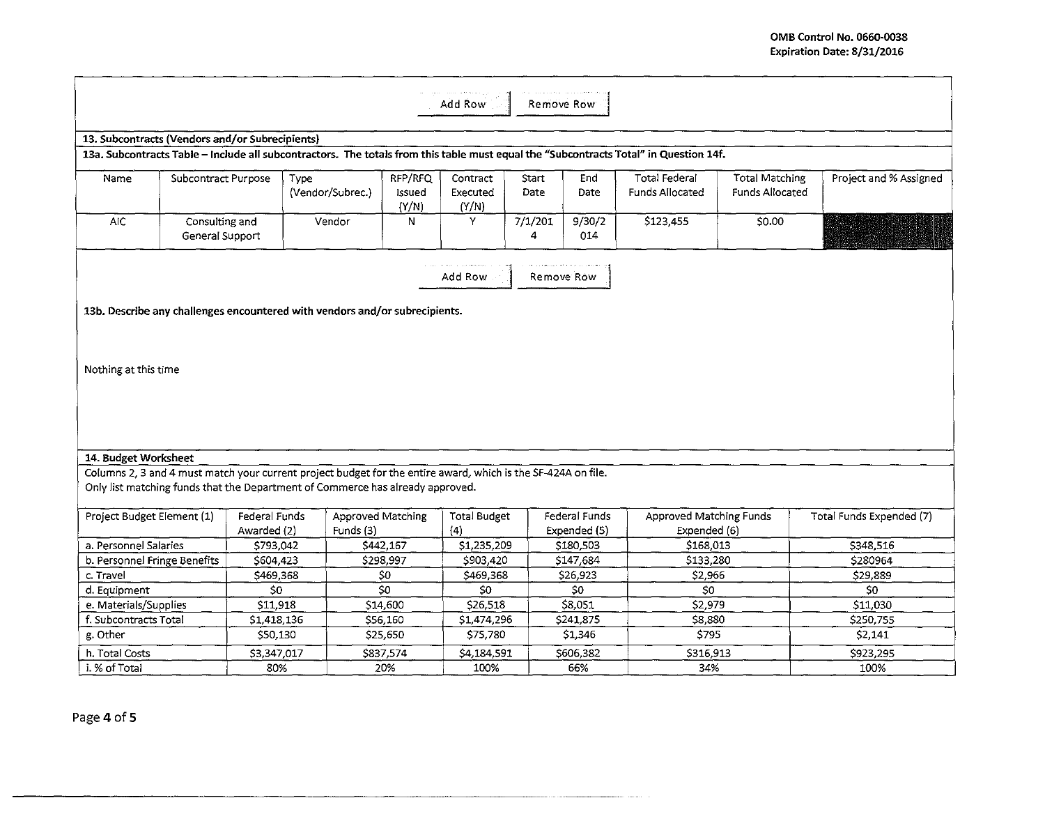Add Row | Remove Row

**13. Subcontracts (Vendors and/or Subrecipients)**

**13a. Subcontracts Table – Include all subcontractors. The totals from this table must equal the "Subcontracts Total" in Question 14f.**

| Name | Subcontract Purpose | Type (Vendor/Subrec.) | RFP/RFQ Issued (Y/N) | Contract Executed (Y/N) | Start Date | End Date | Total Federal Funds Allocated | Total Matching Funds Allocated | Project and % Assigned |
|---|---|---|---|---|---|---|---|---|---|
| AIC | Consulting and General Support | Vendor | N | Y | 7/1/2014 | 9/30/2014 | $123,455 | $0.00 | |

Add Row | Remove Row

**13b. Describe any challenges encountered with vendors and/or subrecipients.**

Nothing at this time

**14. Budget Worksheet**

Columns 2, 3 and 4 must match your current project budget for the entire award, which is the SF-424A on file.
Only list matching funds that the Department of Commerce has already approved.

| Project Budget Element (1) | Federal Funds Awarded (2) | Approved Matching Funds (3) | Total Budget (4) | Federal Funds Expended (5) | Approved Matching Funds Expended (6) | Total Funds Expended (7) |
|---|---|---|---|---|---|---|
| a. Personnel Salaries | $793,042 | $442,167 | $1,235,209 | $180,503 | $168,013 | $348,516 |
| b. Personnel Fringe Benefits | $604,423 | $298,997 | $903,420 | $147,684 | $133,280 | $280964 |
| c. Travel | $469,368 | $0 | $469,368 | $26,923 | $2,966 | $29,889 |
| d. Equipment | $0 | $0 | $0 | $0 | $0 | $0 |
| e. Materials/Supplies | $11,918 | $14,600 | $26,518 | $8,051 | $2,979 | $11,030 |
| f. Subcontracts Total | $1,418,136 | $56,160 | $1,474,296 | $241,875 | $8,880 | $250,755 |
| g. Other | $50,130 | $25,650 | $75,780 | $1,346 | $795 | $2,141 |
| h. Total Costs | $3,347,017 | $837,574 | $4,184,591 | $606,382 | $316,913 | $923,295 |
| i. % of Total | 80% | 20% | 100% | 66% | 34% | 100% |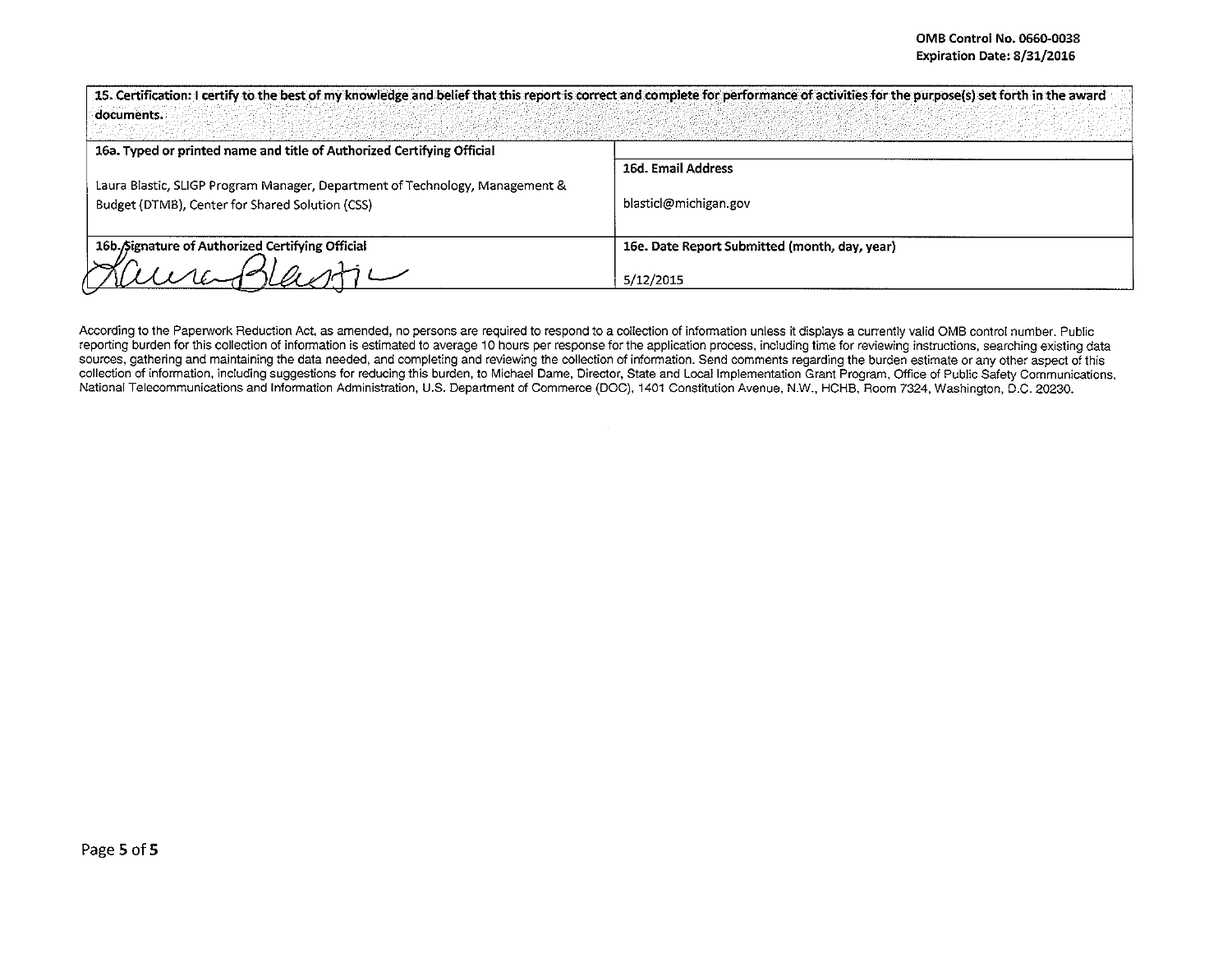OMB Control No. 0660-0038
Expiration Date: 8/31/2016

| 15. Certification: I certify to the best of my knowledge and belief that this report is correct and complete for performance of activities for the purpose(s) set forth in the award documents. | |
| --- | --- |
| **16a. Typed or printed name and title of Authorized Certifying Official**<br><br>Laura Blastic, SLIGP Program Manager, Department of Technology, Management & Budget (DTMB), Center for Shared Solution (CSS) | **16d. Email Address**<br><br>blasticl@michigan.gov |
| **16b. Signature of Authorized Certifying Official**<br><br>Laura Blastic | **16e. Date Report Submitted (month, day, year)**<br><br>5/12/2015 |

According to the Paperwork Reduction Act, as amended, no persons are required to respond to a collection of information unless it displays a currently valid OMB control number. Public reporting burden for this collection of information is estimated to average 10 hours per response for the application process, including time for reviewing instructions, searching existing data sources, gathering and maintaining the data needed, and completing and reviewing the collection of information. Send comments regarding the burden estimate or any other aspect of this collection of information, including suggestions for reducing this burden, to Michael Dame, Director, State and Local Implementation Grant Program, Office of Public Safety Communications, National Telecommunications and Information Administration, U.S. Department of Commerce (DOC), 1401 Constitution Avenue, N.W., HCHB, Room 7324, Washington, D.C. 20230.